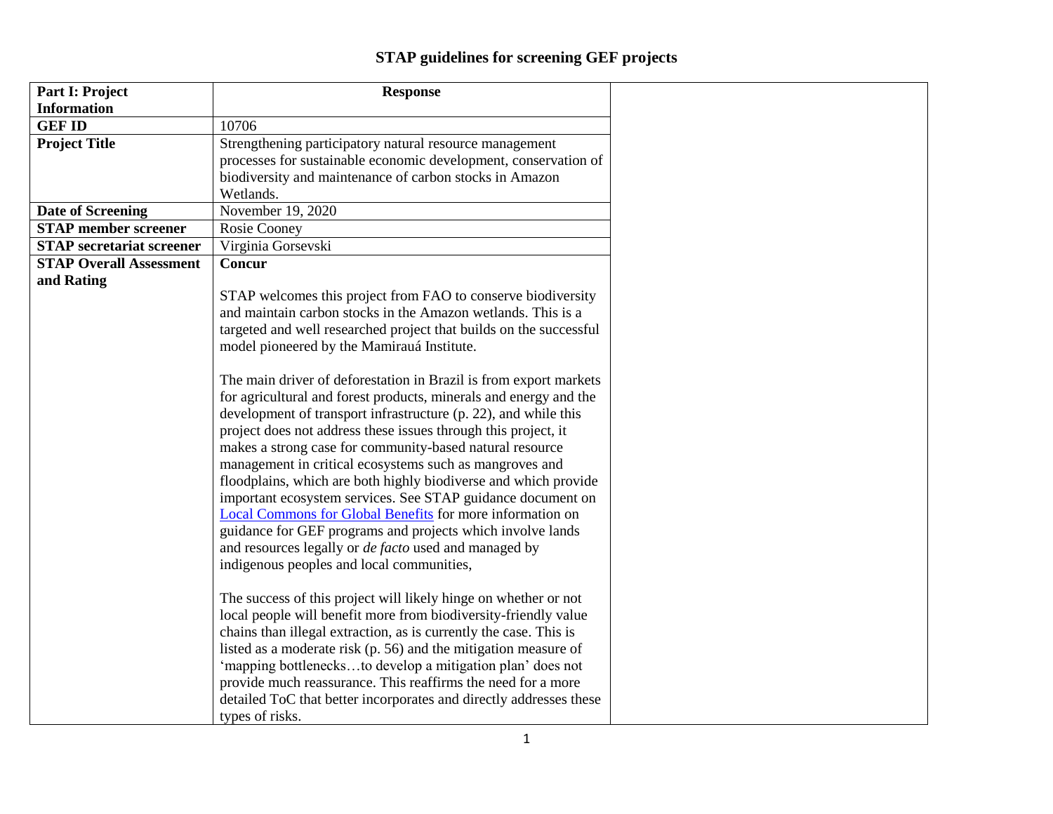# STAP guidelines for screening GEF projects

| Part I: Project Information | Response | |
|---|---|---|
| **GEF ID** | 10706 | |
| **Project Title** | Strengthening participatory natural resource management processes for sustainable economic development, conservation of biodiversity and maintenance of carbon stocks in Amazon Wetlands. | |
| **Date of Screening** | November 19, 2020 | |
| **STAP member screener** | Rosie Cooney | |
| **STAP secretariat screener** | Virginia Gorsevski | |
| **STAP Overall Assessment and Rating** | **Concur**<br><br>STAP welcomes this project from FAO to conserve biodiversity and maintain carbon stocks in the Amazon wetlands. This is a targeted and well researched project that builds on the successful model pioneered by the Mamirauá Institute.<br><br>The main driver of deforestation in Brazil is from export markets for agricultural and forest products, minerals and energy and the development of transport infrastructure (p. 22), and while this project does not address these issues through this project, it makes a strong case for community-based natural resource management in critical ecosystems such as mangroves and floodplains, which are both highly biodiverse and which provide important ecosystem services. See STAP guidance document on Local Commons for Global Benefits for more information on guidance for GEF programs and projects which involve lands and resources legally or *de facto* used and managed by indigenous peoples and local communities,<br><br>The success of this project will likely hinge on whether or not local people will benefit more from biodiversity-friendly value chains than illegal extraction, as is currently the case. This is listed as a moderate risk (p. 56) and the mitigation measure of 'mapping bottlenecks…to develop a mitigation plan' does not provide much reassurance. This reaffirms the need for a more detailed ToC that better incorporates and directly addresses these types of risks. | |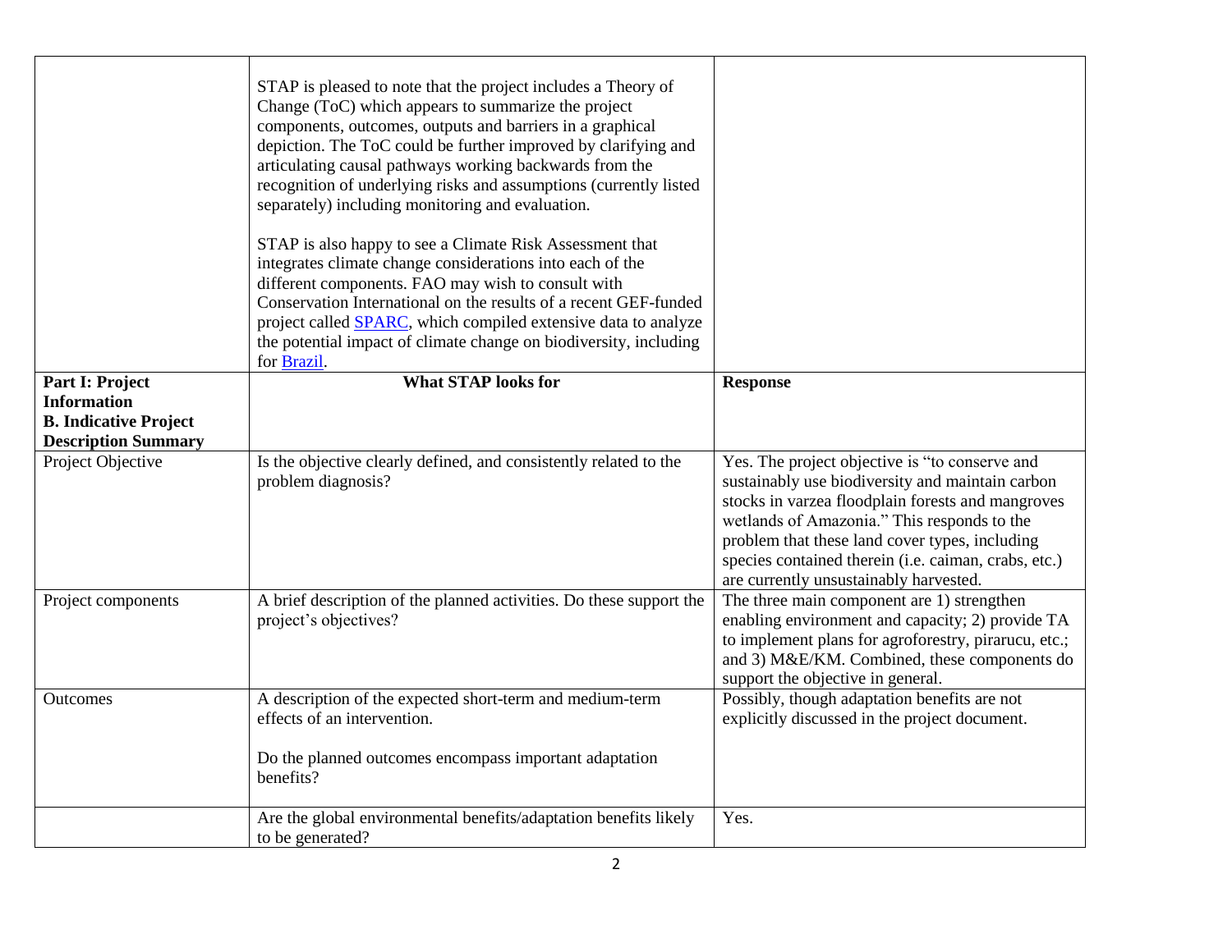| | | |
|---|---|---|
| | STAP is pleased to note that the project includes a Theory of Change (ToC) which appears to summarize the project components, outcomes, outputs and barriers in a graphical depiction. The ToC could be further improved by clarifying and articulating causal pathways working backwards from the recognition of underlying risks and assumptions (currently listed separately) including monitoring and evaluation.<br><br>STAP is also happy to see a Climate Risk Assessment that integrates climate change considerations into each of the different components. FAO may wish to consult with Conservation International on the results of a recent GEF-funded project called SPARC, which compiled extensive data to analyze the potential impact of climate change on biodiversity, including for Brazil. | |
| **Part I: Project Information**<br>**B. Indicative Project Description Summary** | **What STAP looks for** | **Response** |
| Project Objective | Is the objective clearly defined, and consistently related to the problem diagnosis? | Yes. The project objective is "to conserve and sustainably use biodiversity and maintain carbon stocks in varzea floodplain forests and mangroves wetlands of Amazonia." This responds to the problem that these land cover types, including species contained therein (i.e. caiman, crabs, etc.) are currently unsustainably harvested. |
| Project components | A brief description of the planned activities. Do these support the project's objectives? | The three main component are 1) strengthen enabling environment and capacity; 2) provide TA to implement plans for agroforestry, pirarucu, etc.; and 3) M&E/KM. Combined, these components do support the objective in general. |
| Outcomes | A description of the expected short-term and medium-term effects of an intervention.<br><br>Do the planned outcomes encompass important adaptation benefits? | Possibly, though adaptation benefits are not explicitly discussed in the project document. |
| | Are the global environmental benefits/adaptation benefits likely to be generated? | Yes. |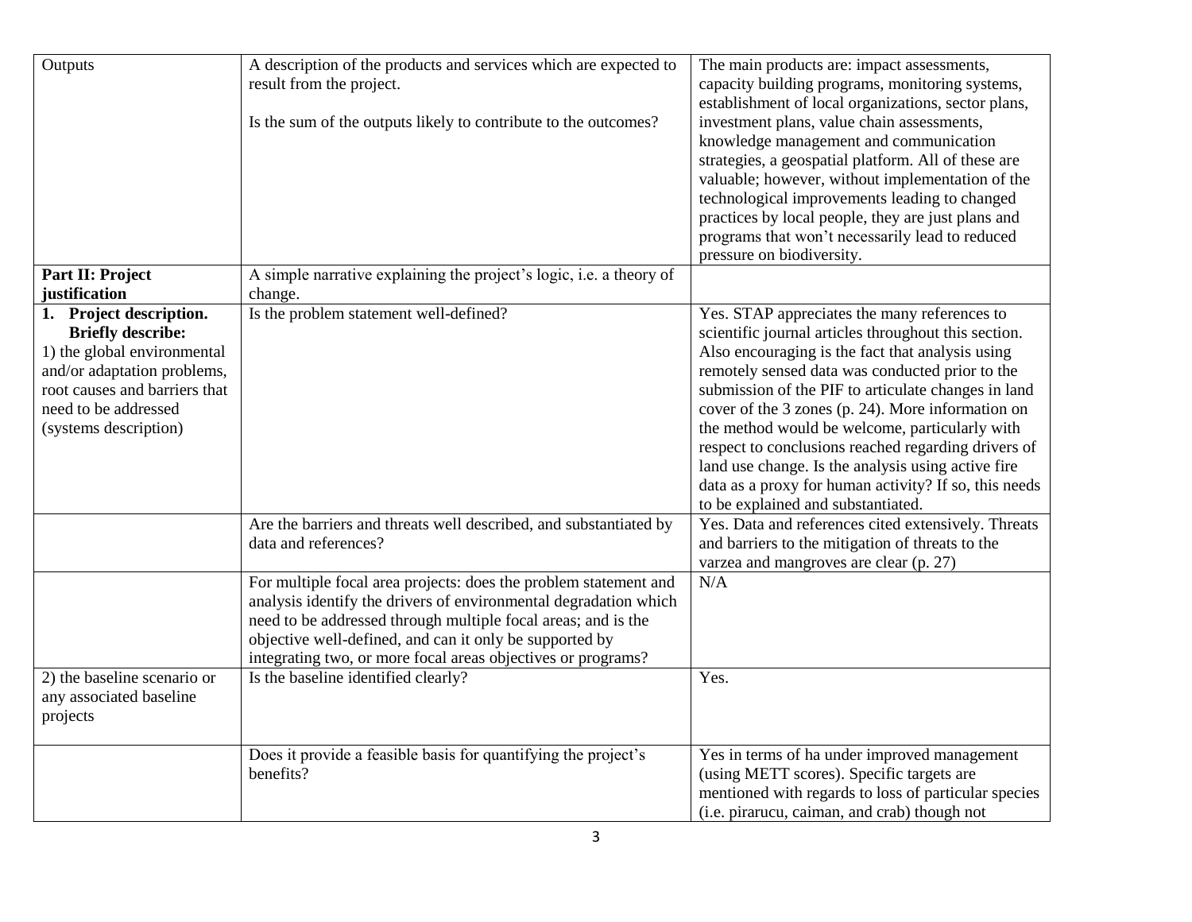| | | |
|---|---|---|
| Outputs | A description of the products and services which are expected to result from the project.<br><br>Is the sum of the outputs likely to contribute to the outcomes? | The main products are: impact assessments, capacity building programs, monitoring systems, establishment of local organizations, sector plans, investment plans, value chain assessments, knowledge management and communication strategies, a geospatial platform. All of these are valuable; however, without implementation of the technological improvements leading to changed practices by local people, they are just plans and programs that won't necessarily lead to reduced pressure on biodiversity. |
| **Part II: Project justification** | A simple narrative explaining the project's logic, i.e. a theory of change. | |
| **1. Project description. Briefly describe:**<br>1) the global environmental and/or adaptation problems, root causes and barriers that need to be addressed (systems description) | Is the problem statement well-defined? | Yes. STAP appreciates the many references to scientific journal articles throughout this section. Also encouraging is the fact that analysis using remotely sensed data was conducted prior to the submission of the PIF to articulate changes in land cover of the 3 zones (p. 24). More information on the method would be welcome, particularly with respect to conclusions reached regarding drivers of land use change. Is the analysis using active fire data as a proxy for human activity? If so, this needs to be explained and substantiated. |
| | Are the barriers and threats well described, and substantiated by data and references? | Yes. Data and references cited extensively. Threats and barriers to the mitigation of threats to the varzea and mangroves are clear (p. 27) |
| | For multiple focal area projects: does the problem statement and analysis identify the drivers of environmental degradation which need to be addressed through multiple focal areas; and is the objective well-defined, and can it only be supported by integrating two, or more focal areas objectives or programs? | N/A |
| 2) the baseline scenario or any associated baseline projects | Is the baseline identified clearly? | Yes. |
| | Does it provide a feasible basis for quantifying the project's benefits? | Yes in terms of ha under improved management (using METT scores). Specific targets are mentioned with regards to loss of particular species (i.e. pirarucu, caiman, and crab) though not |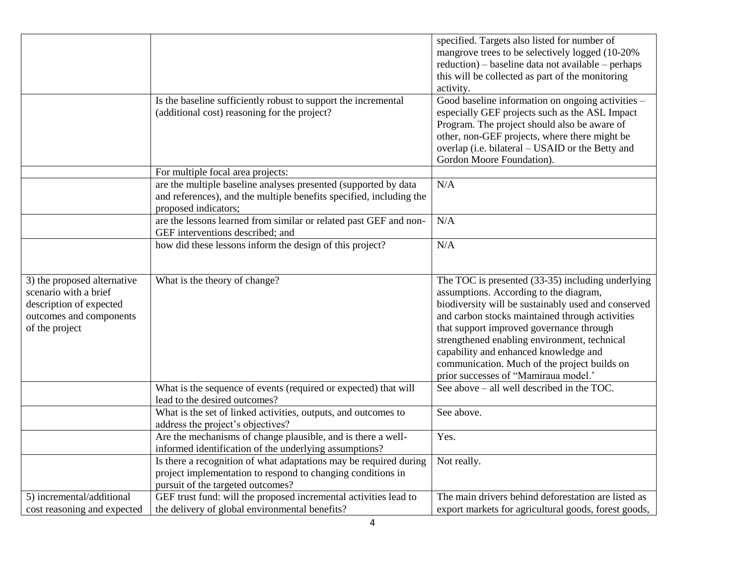| | | |
|---|---|---|
| | | specified. Targets also listed for number of mangrove trees to be selectively logged (10-20% reduction) – baseline data not available – perhaps this will be collected as part of the monitoring activity. |
| | Is the baseline sufficiently robust to support the incremental (additional cost) reasoning for the project? | Good baseline information on ongoing activities – especially GEF projects such as the ASL Impact Program. The project should also be aware of other, non-GEF projects, where there might be overlap (i.e. bilateral – USAID or the Betty and Gordon Moore Foundation). |
| | For multiple focal area projects: | |
| | are the multiple baseline analyses presented (supported by data and references), and the multiple benefits specified, including the proposed indicators; | N/A |
| | are the lessons learned from similar or related past GEF and non-GEF interventions described; and | N/A |
| | how did these lessons inform the design of this project? | N/A |
| 3) the proposed alternative scenario with a brief description of expected outcomes and components of the project | What is the theory of change? | The TOC is presented (33-35) including underlying assumptions. According to the diagram, biodiversity will be sustainably used and conserved and carbon stocks maintained through activities that support improved governance through strengthened enabling environment, technical capability and enhanced knowledge and communication. Much of the project builds on prior successes of "Mamiraua model.' |
| | What is the sequence of events (required or expected) that will lead to the desired outcomes? | See above – all well described in the TOC. |
| | What is the set of linked activities, outputs, and outcomes to address the project's objectives? | See above. |
| | Are the mechanisms of change plausible, and is there a well-informed identification of the underlying assumptions? | Yes. |
| | Is there a recognition of what adaptations may be required during project implementation to respond to changing conditions in pursuit of the targeted outcomes? | Not really. |
| 5) incremental/additional cost reasoning and expected | GEF trust fund: will the proposed incremental activities lead to the delivery of global environmental benefits? | The main drivers behind deforestation are listed as export markets for agricultural goods, forest goods, |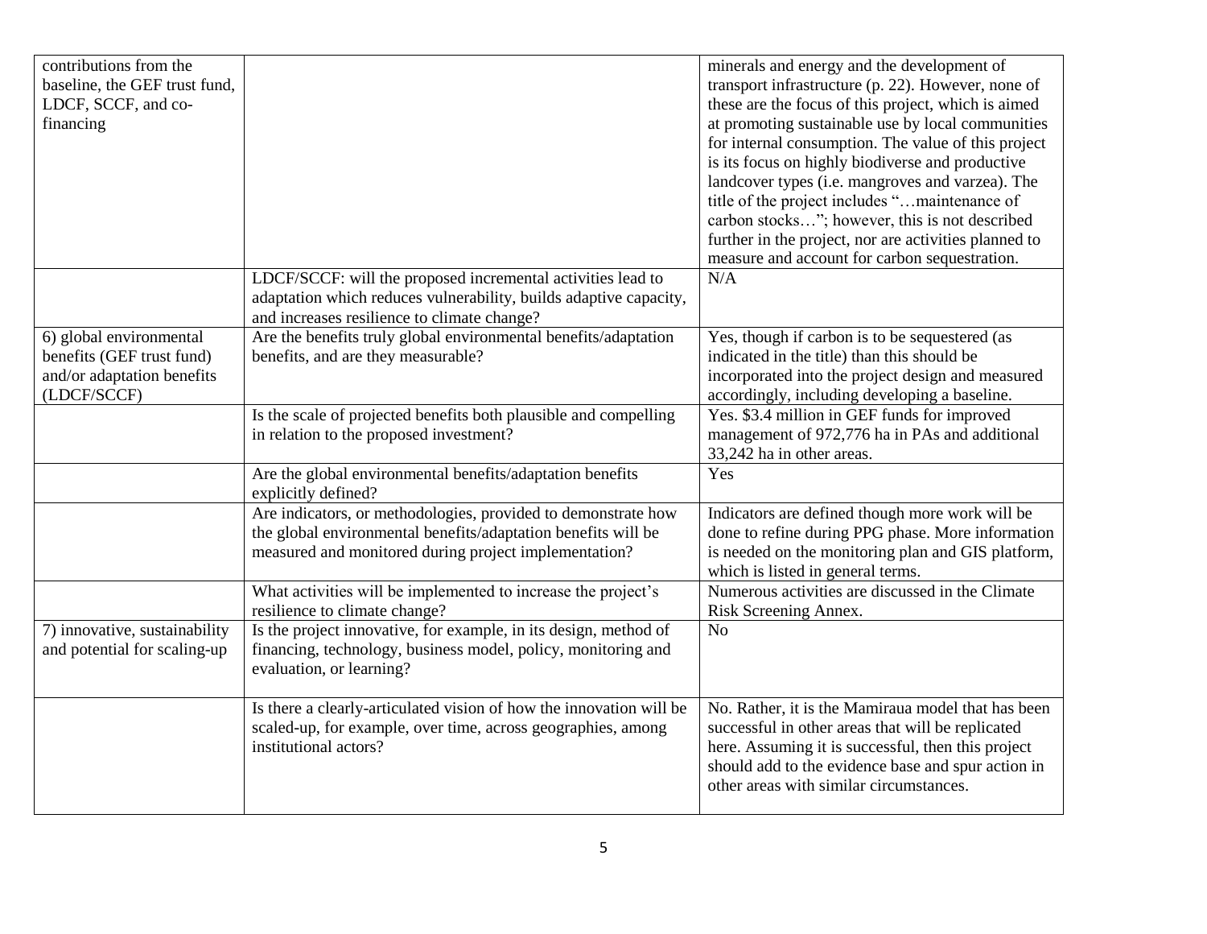| | | |
|---|---|---|
| contributions from the baseline, the GEF trust fund, LDCF, SCCF, and co-financing | | minerals and energy and the development of transport infrastructure (p. 22). However, none of these are the focus of this project, which is aimed at promoting sustainable use by local communities for internal consumption. The value of this project is its focus on highly biodiverse and productive landcover types (i.e. mangroves and varzea). The title of the project includes "…maintenance of carbon stocks…"; however, this is not described further in the project, nor are activities planned to measure and account for carbon sequestration. |
| | LDCF/SCCF: will the proposed incremental activities lead to adaptation which reduces vulnerability, builds adaptive capacity, and increases resilience to climate change? | N/A |
| 6) global environmental benefits (GEF trust fund) and/or adaptation benefits (LDCF/SCCF) | Are the benefits truly global environmental benefits/adaptation benefits, and are they measurable? | Yes, though if carbon is to be sequestered (as indicated in the title) than this should be incorporated into the project design and measured accordingly, including developing a baseline. |
| | Is the scale of projected benefits both plausible and compelling in relation to the proposed investment? | Yes. $3.4 million in GEF funds for improved management of 972,776 ha in PAs and additional 33,242 ha in other areas. |
| | Are the global environmental benefits/adaptation benefits explicitly defined? | Yes |
| | Are indicators, or methodologies, provided to demonstrate how the global environmental benefits/adaptation benefits will be measured and monitored during project implementation? | Indicators are defined though more work will be done to refine during PPG phase. More information is needed on the monitoring plan and GIS platform, which is listed in general terms. |
| | What activities will be implemented to increase the project's resilience to climate change? | Numerous activities are discussed in the Climate Risk Screening Annex. |
| 7) innovative, sustainability and potential for scaling-up | Is the project innovative, for example, in its design, method of financing, technology, business model, policy, monitoring and evaluation, or learning? | No |
| | Is there a clearly-articulated vision of how the innovation will be scaled-up, for example, over time, across geographies, among institutional actors? | No. Rather, it is the Mamiraua model that has been successful in other areas that will be replicated here. Assuming it is successful, then this project should add to the evidence base and spur action in other areas with similar circumstances. |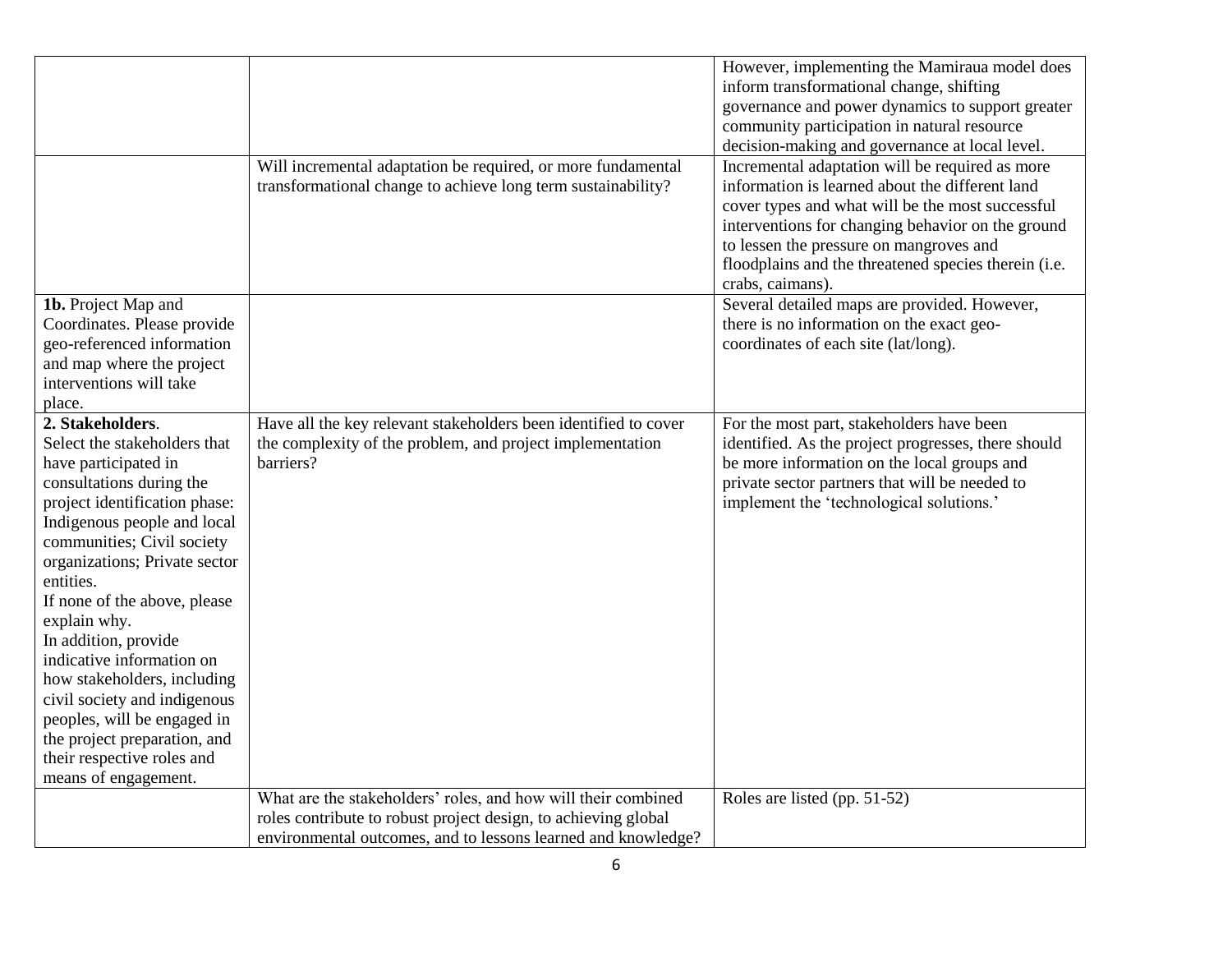| | | |
|---|---|---|
| | | However, implementing the Mamiraua model does inform transformational change, shifting governance and power dynamics to support greater community participation in natural resource decision-making and governance at local level. |
| | Will incremental adaptation be required, or more fundamental transformational change to achieve long term sustainability? | Incremental adaptation will be required as more information is learned about the different land cover types and what will be the most successful interventions for changing behavior on the ground to lessen the pressure on mangroves and floodplains and the threatened species therein (i.e. crabs, caimans). |
| **1b.** Project Map and Coordinates. Please provide geo-referenced information and map where the project interventions will take place. | | Several detailed maps are provided. However, there is no information on the exact geo-coordinates of each site (lat/long). |
| **2. Stakeholders**. Select the stakeholders that have participated in consultations during the project identification phase: Indigenous people and local communities; Civil society organizations; Private sector entities. If none of the above, please explain why. In addition, provide indicative information on how stakeholders, including civil society and indigenous peoples, will be engaged in the project preparation, and their respective roles and means of engagement. | Have all the key relevant stakeholders been identified to cover the complexity of the problem, and project implementation barriers? | For the most part, stakeholders have been identified. As the project progresses, there should be more information on the local groups and private sector partners that will be needed to implement the 'technological solutions.' |
| | What are the stakeholders' roles, and how will their combined roles contribute to robust project design, to achieving global environmental outcomes, and to lessons learned and knowledge? | Roles are listed (pp. 51-52) |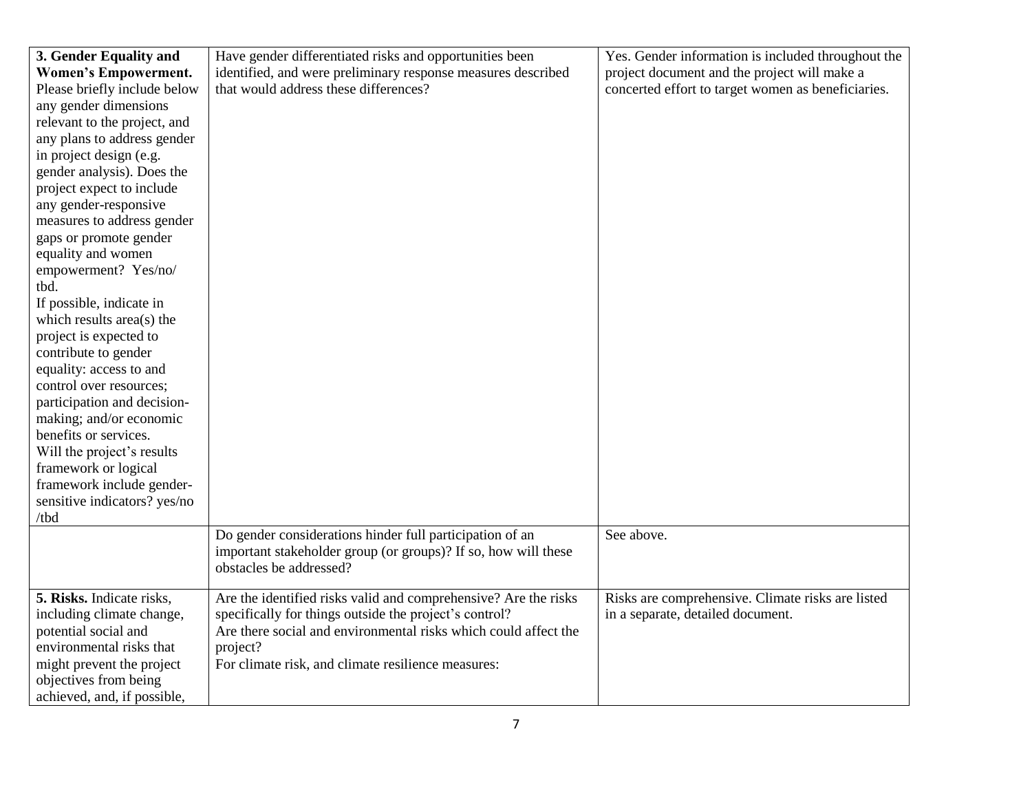| | | |
|---|---|---|
| **3. Gender Equality and Women's Empowerment.** Please briefly include below any gender dimensions relevant to the project, and any plans to address gender in project design (e.g. gender analysis). Does the project expect to include any gender-responsive measures to address gender gaps or promote gender equality and women empowerment? Yes/no/ tbd. If possible, indicate in which results area(s) the project is expected to contribute to gender equality: access to and control over resources; participation and decision-making; and/or economic benefits or services. Will the project's results framework or logical framework include gender-sensitive indicators? yes/no /tbd | Have gender differentiated risks and opportunities been identified, and were preliminary response measures described that would address these differences? | Yes. Gender information is included throughout the project document and the project will make a concerted effort to target women as beneficiaries. |
| | Do gender considerations hinder full participation of an important stakeholder group (or groups)? If so, how will these obstacles be addressed? | See above. |
| **5. Risks.** Indicate risks, including climate change, potential social and environmental risks that might prevent the project objectives from being achieved, and, if possible, | Are the identified risks valid and comprehensive? Are the risks specifically for things outside the project's control? Are there social and environmental risks which could affect the project? For climate risk, and climate resilience measures: | Risks are comprehensive. Climate risks are listed in a separate, detailed document. |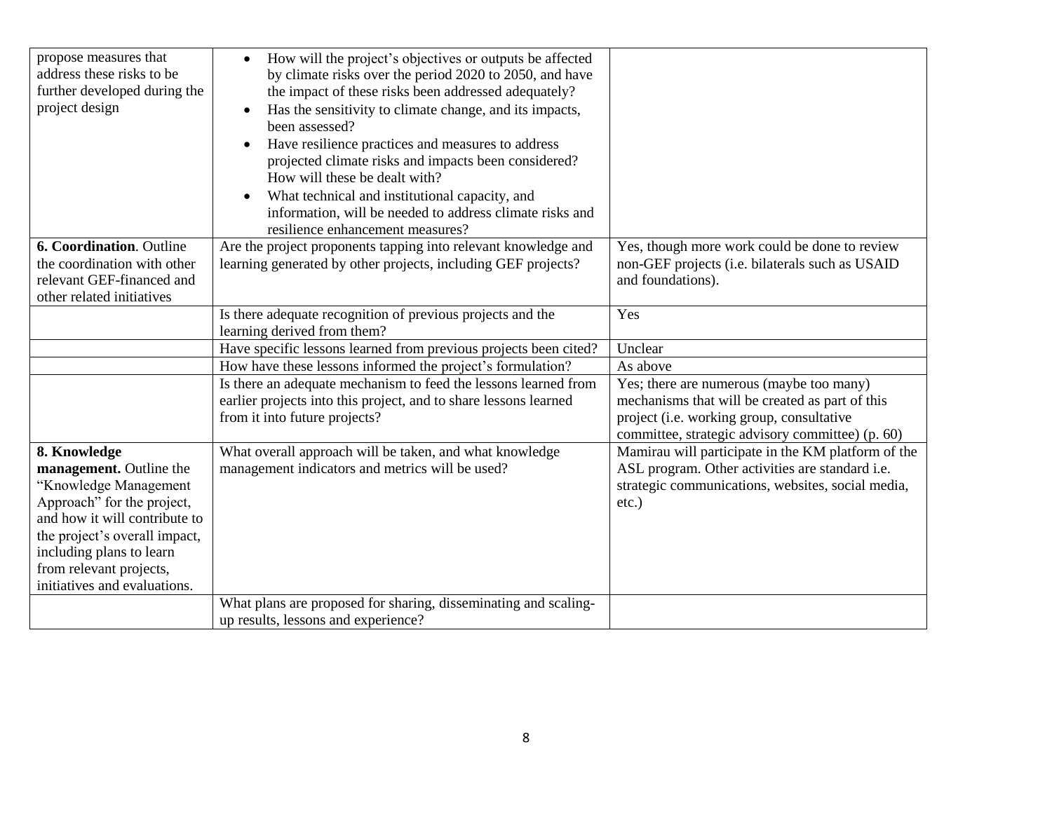| | | |
|---|---|---|
| propose measures that address these risks to be further developed during the project design | • How will the project's objectives or outputs be affected by climate risks over the period 2020 to 2050, and have the impact of these risks been addressed adequately?<br>• Has the sensitivity to climate change, and its impacts, been assessed?<br>• Have resilience practices and measures to address projected climate risks and impacts been considered? How will these be dealt with?<br>• What technical and institutional capacity, and information, will be needed to address climate risks and resilience enhancement measures? | |
| **6. Coordination**. Outline the coordination with other relevant GEF-financed and other related initiatives | Are the project proponents tapping into relevant knowledge and learning generated by other projects, including GEF projects? | Yes, though more work could be done to review non-GEF projects (i.e. bilaterals such as USAID and foundations). |
| | Is there adequate recognition of previous projects and the learning derived from them? | Yes |
| | Have specific lessons learned from previous projects been cited? | Unclear |
| | How have these lessons informed the project's formulation? | As above |
| | Is there an adequate mechanism to feed the lessons learned from earlier projects into this project, and to share lessons learned from it into future projects? | Yes; there are numerous (maybe too many) mechanisms that will be created as part of this project (i.e. working group, consultative committee, strategic advisory committee) (p. 60) |
| **8. Knowledge management.** Outline the "Knowledge Management Approach" for the project, and how it will contribute to the project's overall impact, including plans to learn from relevant projects, initiatives and evaluations. | What overall approach will be taken, and what knowledge management indicators and metrics will be used? | Mamirau will participate in the KM platform of the ASL program. Other activities are standard i.e. strategic communications, websites, social media, etc.) |
| | What plans are proposed for sharing, disseminating and scaling-up results, lessons and experience? | |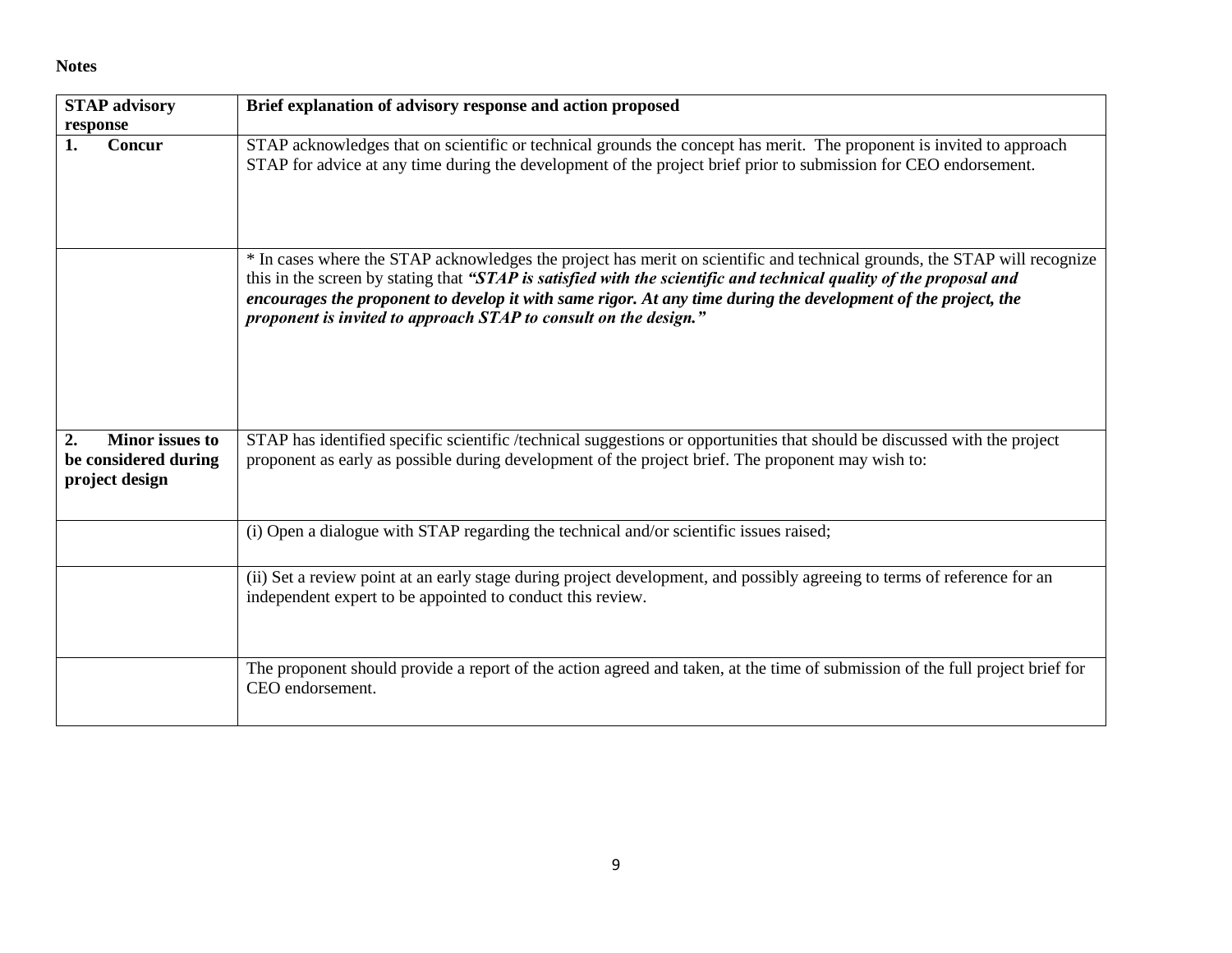**Notes**

| STAP advisory response | Brief explanation of advisory response and action proposed |
|---|---|
| **1. Concur** | STAP acknowledges that on scientific or technical grounds the concept has merit. The proponent is invited to approach STAP for advice at any time during the development of the project brief prior to submission for CEO endorsement. |
| | * In cases where the STAP acknowledges the project has merit on scientific and technical grounds, the STAP will recognize this in the screen by stating that ***"STAP is satisfied with the scientific and technical quality of the proposal and encourages the proponent to develop it with same rigor. At any time during the development of the project, the proponent is invited to approach STAP to consult on the design."*** |
| **2. Minor issues to be considered during project design** | STAP has identified specific scientific /technical suggestions or opportunities that should be discussed with the project proponent as early as possible during development of the project brief. The proponent may wish to: |
| | (i) Open a dialogue with STAP regarding the technical and/or scientific issues raised; |
| | (ii) Set a review point at an early stage during project development, and possibly agreeing to terms of reference for an independent expert to be appointed to conduct this review. |
| | The proponent should provide a report of the action agreed and taken, at the time of submission of the full project brief for CEO endorsement. |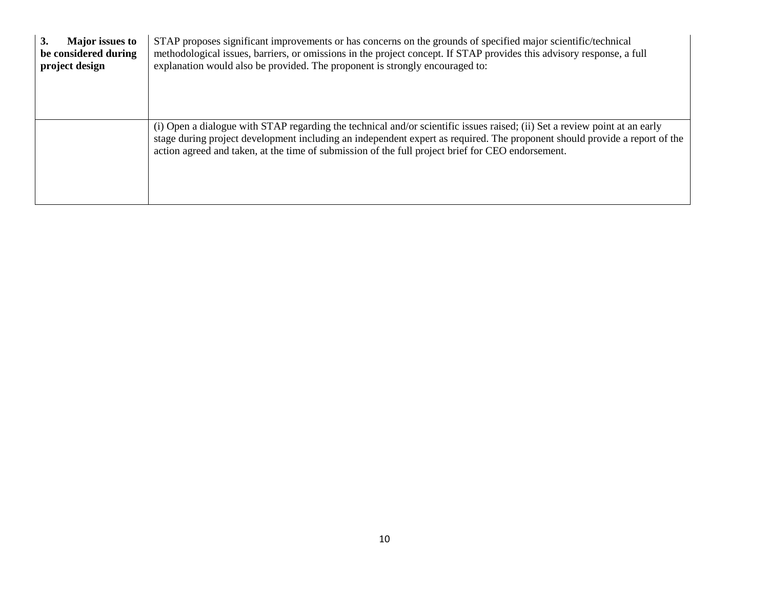| | |
|---|---|
| **3. Major issues to be considered during project design** | STAP proposes significant improvements or has concerns on the grounds of specified major scientific/technical methodological issues, barriers, or omissions in the project concept. If STAP provides this advisory response, a full explanation would also be provided. The proponent is strongly encouraged to: |
| | (i) Open a dialogue with STAP regarding the technical and/or scientific issues raised; (ii) Set a review point at an early stage during project development including an independent expert as required. The proponent should provide a report of the action agreed and taken, at the time of submission of the full project brief for CEO endorsement. |